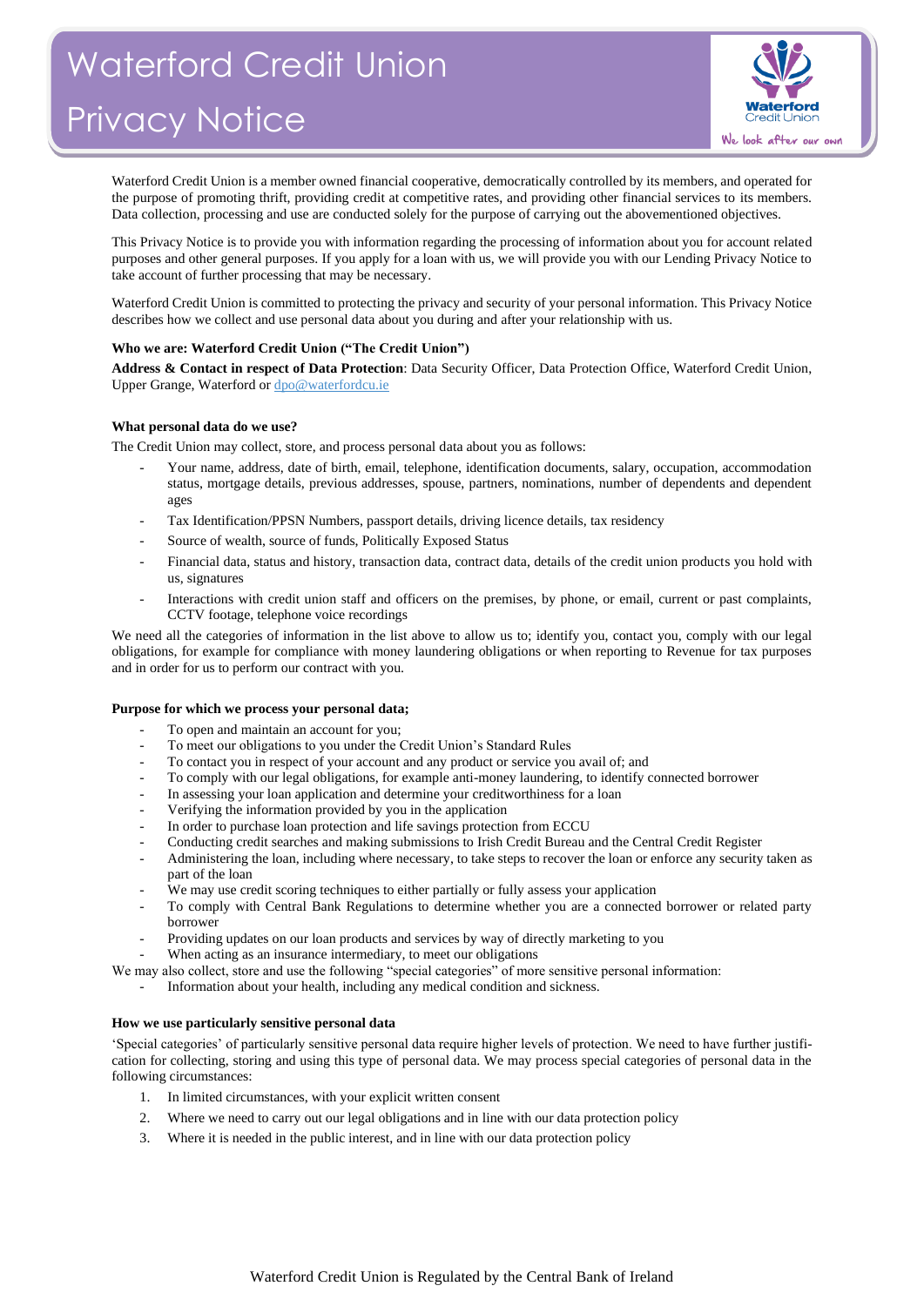# Waterford Credit Union Privacy Notice

Waterford Credit Union is a member owned financial cooperative, democratically controlled by its members, and operated for the purpose of promoting thrift, providing credit at competitive rates, and providing other financial services to its members. Data collection, processing and use are conducted solely for the purpose of carrying out the abovementioned objectives.

This Privacy Notice is to provide you with information regarding the processing of information about you for account related purposes and other general purposes. If you apply for a loan with us, we will provide you with our Lending Privacy Notice to take account of further processing that may be necessary.

Waterford Credit Union is committed to protecting the privacy and security of your personal information. This Privacy Notice describes how we collect and use personal data about you during and after your relationship with us.

**Who we are: Waterford Credit Union ("The Credit Union")**

**Address & Contact in respect of Data Protection**: Data Security Officer, Data Protection Office, Waterford Credit Union, Upper Grange, Waterford or dpo@waterfordcu.ie

**What personal data do we use?**

The Credit Union may collect, store, and process personal data about you as follows:

- Your name, address, date of birth, email, telephone, identification documents, salary, occupation, accommodation status, mortgage details, previous addresses, spouse, partners, nominations, number of dependents and dependent ages
- Tax Identification/PPSN Numbers, passport details, driving licence details, tax residency
- Source of wealth, source of funds, Politically Exposed Status
- Financial data, status and history, transaction data, contract data, details of the credit union products you hold with us, signatures
- Interactions with credit union staff and officers on the premises, by phone, or email, current or past complaints, CCTV footage, telephone voice recordings

We need all the categories of information in the list above to allow us to; identify you, contact you, comply with our legal obligations, for example for compliance with money laundering obligations or when reporting to Revenue for tax purposes and in order for us to perform our contract with you.

**Purpose for which we process your personal data;**

- To open and maintain an account for you;
- To meet our obligations to you under the Credit Union's Standard Rules
- To contact you in respect of your account and any product or service you avail of; and
- To comply with our legal obligations, for example anti-money laundering, to identify connected borrower
- In assessing your loan application and determine your creditworthiness for a loan
- Verifying the information provided by you in the application
- In order to purchase loan protection and life savings protection from ECCU
- Conducting credit searches and making submissions to Irish Credit Bureau and the Central Credit Register
- Administering the loan, including where necessary, to take steps to recover the loan or enforce any security taken as part of the loan
- We may use credit scoring techniques to either partially or fully assess your application
- To comply with Central Bank Regulations to determine whether you are a connected borrower or related party borrower
- Providing updates on our loan products and services by way of directly marketing to you
- When acting as an insurance intermediary, to meet our obligations

We may also collect, store and use the following "special categories" of more sensitive personal information:

- Information about your health, including any medical condition and sickness.

**How we use particularly sensitive personal data**

'Special categories' of particularly sensitive personal data require higher levels of protection. We need to have further justification for collecting, storing and using this type of personal data. We may process special categories of personal data in the following circumstances:

1. In limited circumstances, with your explicit written consent
2. Where we need to carry out our legal obligations and in line with our data protection policy
3. Where it is needed in the public interest, and in line with our data protection policy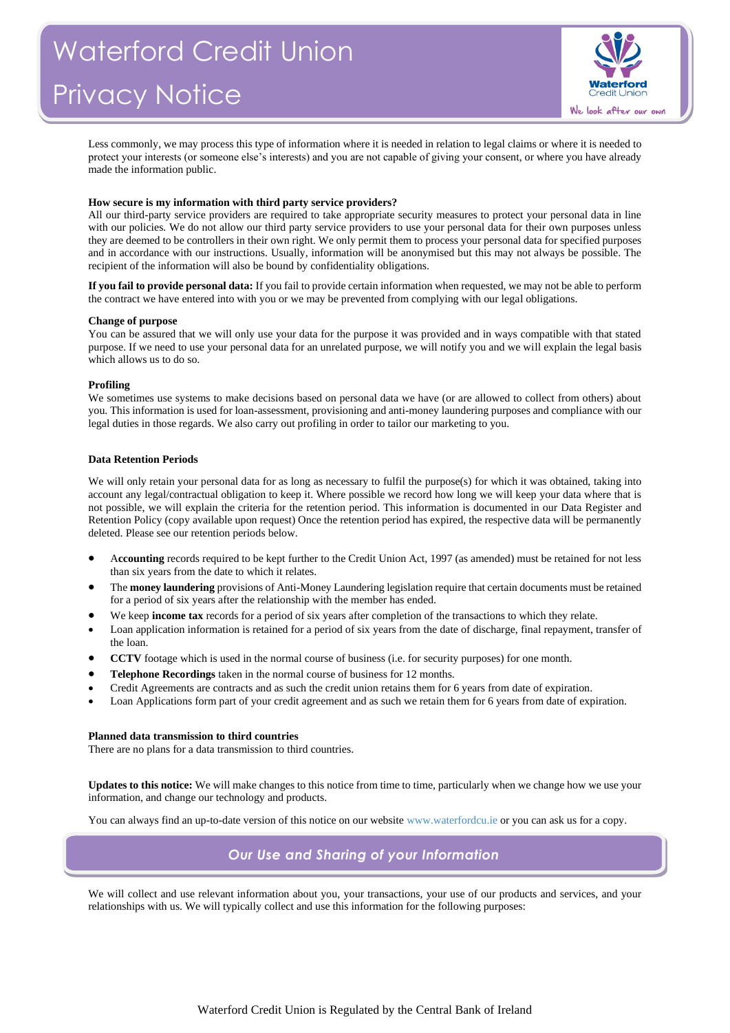Less commonly, we may process this type of information where it is needed in relation to legal claims or where it is needed to protect your interests (or someone else's interests) and you are not capable of giving your consent, or where you have already made the information public.

**How secure is my information with third party service providers?**
All our third-party service providers are required to take appropriate security measures to protect your personal data in line with our policies. We do not allow our third party service providers to use your personal data for their own purposes unless they are deemed to be controllers in their own right. We only permit them to process your personal data for specified purposes and in accordance with our instructions. Usually, information will be anonymised but this may not always be possible. The recipient of the information will also be bound by confidentiality obligations.

**If you fail to provide personal data:** If you fail to provide certain information when requested, we may not be able to perform the contract we have entered into with you or we may be prevented from complying with our legal obligations.

**Change of purpose**
You can be assured that we will only use your data for the purpose it was provided and in ways compatible with that stated purpose. If we need to use your personal data for an unrelated purpose, we will notify you and we will explain the legal basis which allows us to do so.

**Profiling**
We sometimes use systems to make decisions based on personal data we have (or are allowed to collect from others) about you. This information is used for loan-assessment, provisioning and anti-money laundering purposes and compliance with our legal duties in those regards. We also carry out profiling in order to tailor our marketing to you.

**Data Retention Periods**

We will only retain your personal data for as long as necessary to fulfil the purpose(s) for which it was obtained, taking into account any legal/contractual obligation to keep it. Where possible we record how long we will keep your data where that is not possible, we will explain the criteria for the retention period. This information is documented in our Data Register and Retention Policy (copy available upon request) Once the retention period has expired, the respective data will be permanently deleted. Please see our retention periods below.

- A**ccounting** records required to be kept further to the Credit Union Act, 1997 (as amended) must be retained for not less than six years from the date to which it relates.
- The **money laundering** provisions of Anti-Money Laundering legislation require that certain documents must be retained for a period of six years after the relationship with the member has ended.
- We keep **income tax** records for a period of six years after completion of the transactions to which they relate.
- Loan application information is retained for a period of six years from the date of discharge, final repayment, transfer of the loan.
- **CCTV** footage which is used in the normal course of business (i.e. for security purposes) for one month.
- **Telephone Recordings** taken in the normal course of business for 12 months.
- Credit Agreements are contracts and as such the credit union retains them for 6 years from date of expiration.
- Loan Applications form part of your credit agreement and as such we retain them for 6 years from date of expiration.

**Planned data transmission to third countries**
There are no plans for a data transmission to third countries.

**Updates to this notice:** We will make changes to this notice from time to time, particularly when we change how we use your information, and change our technology and products.

You can always find an up-to-date version of this notice on our website www.waterfordcu.ie or you can ask us for a copy.

## *Our Use and Sharing of your Information*

We will collect and use relevant information about you, your transactions, your use of our products and services, and your relationships with us. We will typically collect and use this information for the following purposes: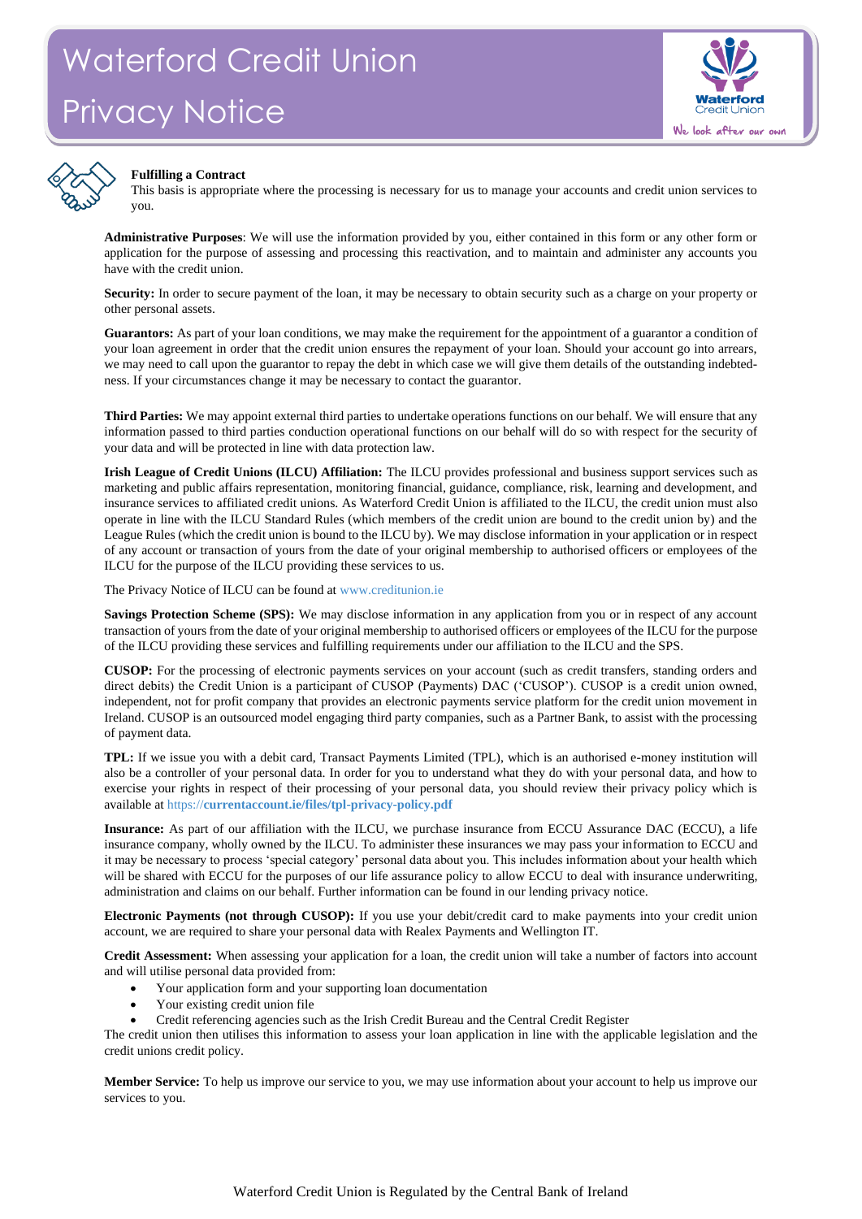**Fulfilling a Contract**
This basis is appropriate where the processing is necessary for us to manage your accounts and credit union services to you.

**Administrative Purposes**: We will use the information provided by you, either contained in this form or any other form or application for the purpose of assessing and processing this reactivation, and to maintain and administer any accounts you have with the credit union.

**Security:** In order to secure payment of the loan, it may be necessary to obtain security such as a charge on your property or other personal assets.

**Guarantors:** As part of your loan conditions, we may make the requirement for the appointment of a guarantor a condition of your loan agreement in order that the credit union ensures the repayment of your loan. Should your account go into arrears, we may need to call upon the guarantor to repay the debt in which case we will give them details of the outstanding indebtedness. If your circumstances change it may be necessary to contact the guarantor.

**Third Parties:** We may appoint external third parties to undertake operations functions on our behalf. We will ensure that any information passed to third parties conduction operational functions on our behalf will do so with respect for the security of your data and will be protected in line with data protection law.

**Irish League of Credit Unions (ILCU) Affiliation:** The ILCU provides professional and business support services such as marketing and public affairs representation, monitoring financial, guidance, compliance, risk, learning and development, and insurance services to affiliated credit unions. As Waterford Credit Union is affiliated to the ILCU, the credit union must also operate in line with the ILCU Standard Rules (which members of the credit union are bound to the credit union by) and the League Rules (which the credit union is bound to the ILCU by). We may disclose information in your application or in respect of any account or transaction of yours from the date of your original membership to authorised officers or employees of the ILCU for the purpose of the ILCU providing these services to us.

The Privacy Notice of ILCU can be found at www.creditunion.ie

**Savings Protection Scheme (SPS):** We may disclose information in any application from you or in respect of any account transaction of yours from the date of your original membership to authorised officers or employees of the ILCU for the purpose of the ILCU providing these services and fulfilling requirements under our affiliation to the ILCU and the SPS.

**CUSOP:** For the processing of electronic payments services on your account (such as credit transfers, standing orders and direct debits) the Credit Union is a participant of CUSOP (Payments) DAC ('CUSOP'). CUSOP is a credit union owned, independent, not for profit company that provides an electronic payments service platform for the credit union movement in Ireland. CUSOP is an outsourced model engaging third party companies, such as a Partner Bank, to assist with the processing of payment data.

**TPL:** If we issue you with a debit card, Transact Payments Limited (TPL), which is an authorised e-money institution will also be a controller of your personal data. In order for you to understand what they do with your personal data, and how to exercise your rights in respect of their processing of your personal data, you should review their privacy policy which is available at https://**currentaccount.ie/files/tpl-privacy-policy.pdf**

**Insurance:** As part of our affiliation with the ILCU, we purchase insurance from ECCU Assurance DAC (ECCU), a life insurance company, wholly owned by the ILCU. To administer these insurances we may pass your information to ECCU and it may be necessary to process 'special category' personal data about you. This includes information about your health which will be shared with ECCU for the purposes of our life assurance policy to allow ECCU to deal with insurance underwriting, administration and claims on our behalf. Further information can be found in our lending privacy notice.

**Electronic Payments (not through CUSOP):** If you use your debit/credit card to make payments into your credit union account, we are required to share your personal data with Realex Payments and Wellington IT.

**Credit Assessment:** When assessing your application for a loan, the credit union will take a number of factors into account and will utilise personal data provided from:

- Your application form and your supporting loan documentation
- Your existing credit union file
- Credit referencing agencies such as the Irish Credit Bureau and the Central Credit Register

The credit union then utilises this information to assess your loan application in line with the applicable legislation and the credit unions credit policy.

**Member Service:** To help us improve our service to you, we may use information about your account to help us improve our services to you.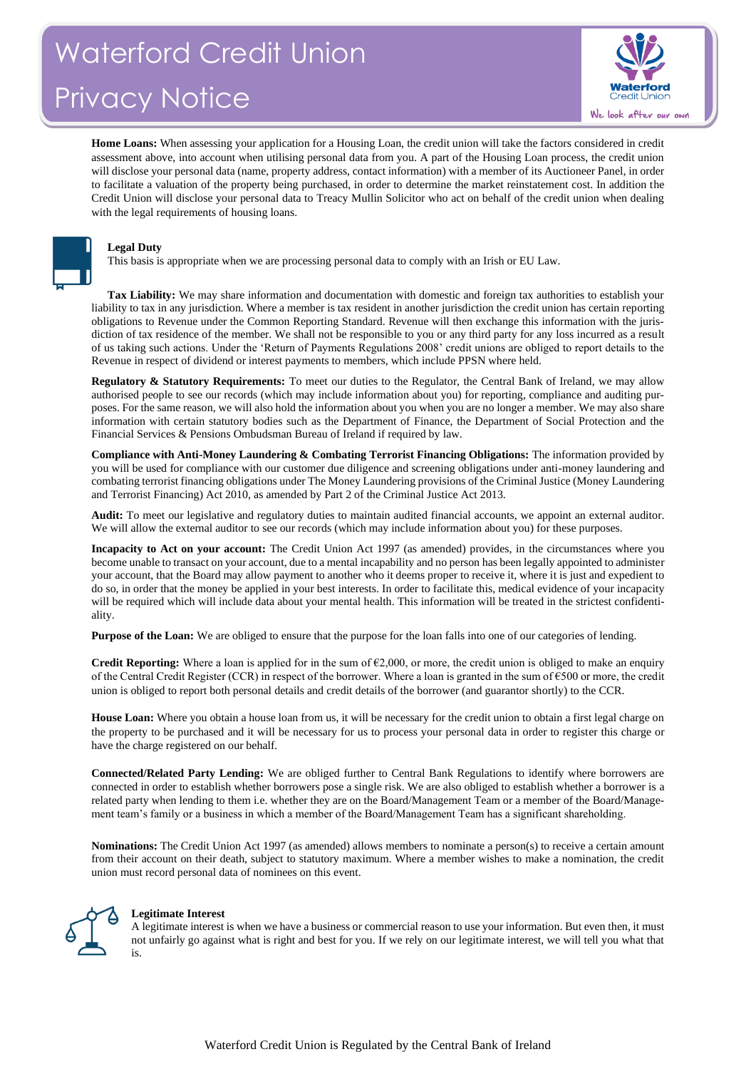**Home Loans:** When assessing your application for a Housing Loan, the credit union will take the factors considered in credit assessment above, into account when utilising personal data from you. A part of the Housing Loan process, the credit union will disclose your personal data (name, property address, contact information) with a member of its Auctioneer Panel, in order to facilitate a valuation of the property being purchased, in order to determine the market reinstatement cost. In addition the Credit Union will disclose your personal data to Treacy Mullin Solicitor who act on behalf of the credit union when dealing with the legal requirements of housing loans.

### Legal Duty

This basis is appropriate when we are processing personal data to comply with an Irish or EU Law.

**Tax Liability:** We may share information and documentation with domestic and foreign tax authorities to establish your liability to tax in any jurisdiction. Where a member is tax resident in another jurisdiction the credit union has certain reporting obligations to Revenue under the Common Reporting Standard. Revenue will then exchange this information with the jurisdiction of tax residence of the member. We shall not be responsible to you or any third party for any loss incurred as a result of us taking such actions. Under the 'Return of Payments Regulations 2008' credit unions are obliged to report details to the Revenue in respect of dividend or interest payments to members, which include PPSN where held.

**Regulatory & Statutory Requirements:** To meet our duties to the Regulator, the Central Bank of Ireland, we may allow authorised people to see our records (which may include information about you) for reporting, compliance and auditing purposes. For the same reason, we will also hold the information about you when you are no longer a member. We may also share information with certain statutory bodies such as the Department of Finance, the Department of Social Protection and the Financial Services & Pensions Ombudsman Bureau of Ireland if required by law.

**Compliance with Anti-Money Laundering & Combating Terrorist Financing Obligations:** The information provided by you will be used for compliance with our customer due diligence and screening obligations under anti-money laundering and combating terrorist financing obligations under The Money Laundering provisions of the Criminal Justice (Money Laundering and Terrorist Financing) Act 2010, as amended by Part 2 of the Criminal Justice Act 2013.

**Audit:** To meet our legislative and regulatory duties to maintain audited financial accounts, we appoint an external auditor. We will allow the external auditor to see our records (which may include information about you) for these purposes.

**Incapacity to Act on your account:** The Credit Union Act 1997 (as amended) provides, in the circumstances where you become unable to transact on your account, due to a mental incapability and no person has been legally appointed to administer your account, that the Board may allow payment to another who it deems proper to receive it, where it is just and expedient to do so, in order that the money be applied in your best interests. In order to facilitate this, medical evidence of your incapacity will be required which will include data about your mental health. This information will be treated in the strictest confidentiality.

**Purpose of the Loan:** We are obliged to ensure that the purpose for the loan falls into one of our categories of lending.

**Credit Reporting:** Where a loan is applied for in the sum of €2,000, or more, the credit union is obliged to make an enquiry of the Central Credit Register (CCR) in respect of the borrower. Where a loan is granted in the sum of €500 or more, the credit union is obliged to report both personal details and credit details of the borrower (and guarantor shortly) to the CCR.

**House Loan:** Where you obtain a house loan from us, it will be necessary for the credit union to obtain a first legal charge on the property to be purchased and it will be necessary for us to process your personal data in order to register this charge or have the charge registered on our behalf.

**Connected/Related Party Lending:** We are obliged further to Central Bank Regulations to identify where borrowers are connected in order to establish whether borrowers pose a single risk. We are also obliged to establish whether a borrower is a related party when lending to them i.e. whether they are on the Board/Management Team or a member of the Board/Management team's family or a business in which a member of the Board/Management Team has a significant shareholding.

**Nominations:** The Credit Union Act 1997 (as amended) allows members to nominate a person(s) to receive a certain amount from their account on their death, subject to statutory maximum. Where a member wishes to make a nomination, the credit union must record personal data of nominees on this event.

### Legitimate Interest

A legitimate interest is when we have a business or commercial reason to use your information. But even then, it must not unfairly go against what is right and best for you. If we rely on our legitimate interest, we will tell you what that is.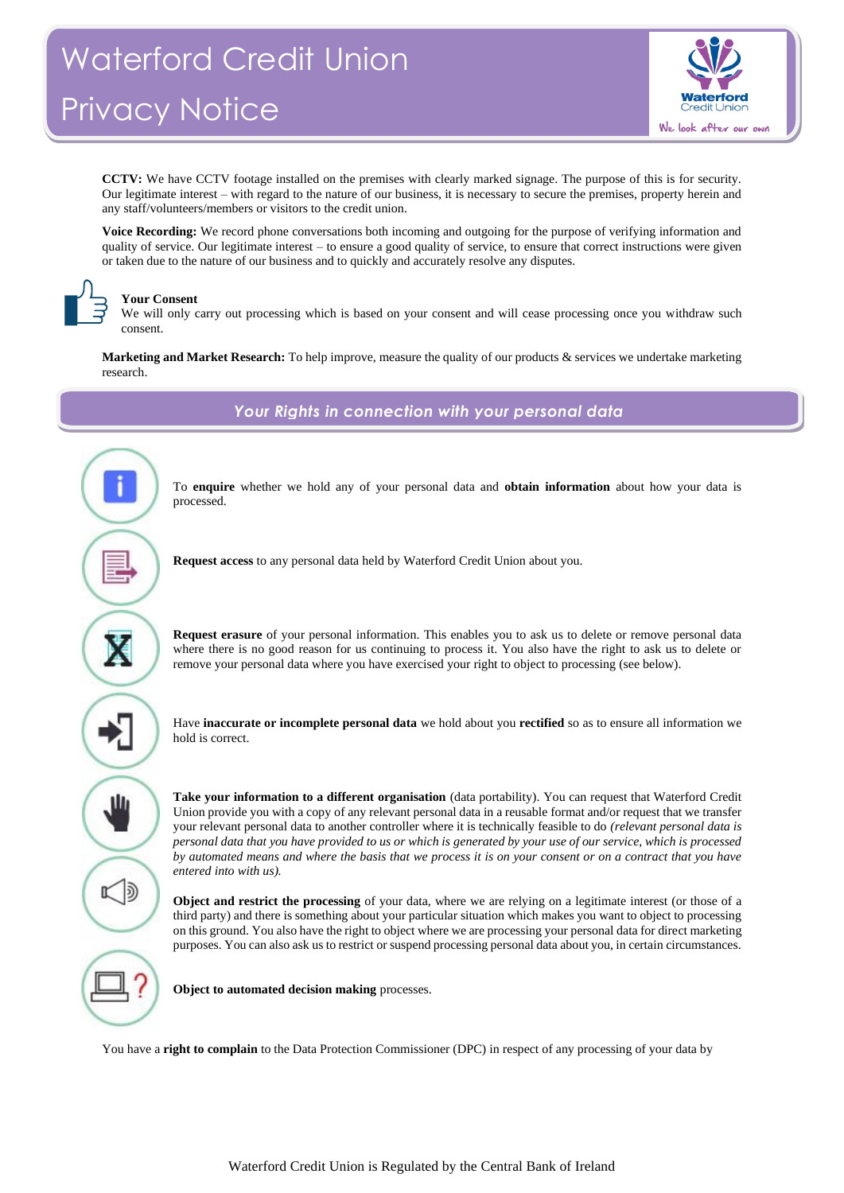**CCTV:** We have CCTV footage installed on the premises with clearly marked signage. The purpose of this is for security. Our legitimate interest – with regard to the nature of our business, it is necessary to secure the premises, property herein and any staff/volunteers/members or visitors to the credit union.

**Voice Recording:** We record phone conversations both incoming and outgoing for the purpose of verifying information and quality of service. Our legitimate interest – to ensure a good quality of service, to ensure that correct instructions were given or taken due to the nature of our business and to quickly and accurately resolve any disputes.

**Your Consent**
We will only carry out processing which is based on your consent and will cease processing once you withdraw such consent.

**Marketing and Market Research:** To help improve, measure the quality of our products & services we undertake marketing research.

## *Your Rights in connection with your personal data*

To **enquire** whether we hold any of your personal data and **obtain information** about how your data is processed.

**Request access** to any personal data held by Waterford Credit Union about you.

**Request erasure** of your personal information. This enables you to ask us to delete or remove personal data where there is no good reason for us continuing to process it. You also have the right to ask us to delete or remove your personal data where you have exercised your right to object to processing (see below).

Have **inaccurate or incomplete personal data** we hold about you **rectified** so as to ensure all information we hold is correct.

**Take your information to a different organisation** (data portability). You can request that Waterford Credit Union provide you with a copy of any relevant personal data in a reusable format and/or request that we transfer your relevant personal data to another controller where it is technically feasible to do *(relevant personal data is personal data that you have provided to us or which is generated by your use of our service, which is processed by automated means and where the basis that we process it is on your consent or on a contract that you have entered into with us).*

**Object and restrict the processing** of your data, where we are relying on a legitimate interest (or those of a third party) and there is something about your particular situation which makes you want to object to processing on this ground. You also have the right to object where we are processing your personal data for direct marketing purposes. You can also ask us to restrict or suspend processing personal data about you, in certain circumstances.

**Object to automated decision making** processes.

You have a **right to complain** to the Data Protection Commissioner (DPC) in respect of any processing of your data by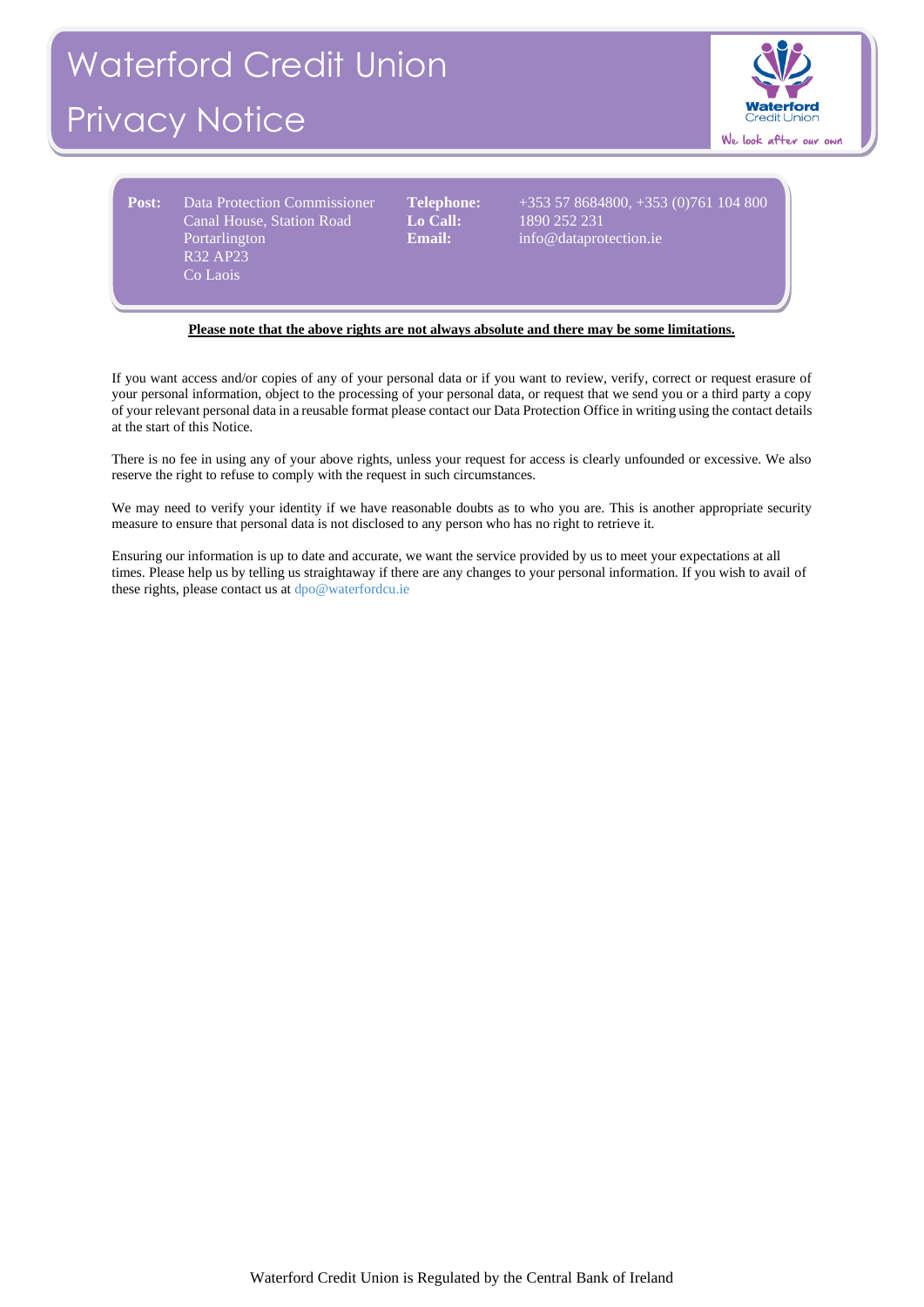# Waterford Credit Union Privacy Notice

| | | | |
|---|---|---|---|
| **Post:** | Data Protection Commissioner<br>Canal House, Station Road<br>Portarlington<br>R32 AP23<br>Co Laois | **Telephone:**<br>**Lo Call:**<br>**Email:** | +353 57 8684800, +353 (0)761 104 800<br>1890 252 231<br>info@dataprotection.ie |

**Please note that the above rights are not always absolute and there may be some limitations.**

If you want access and/or copies of any of your personal data or if you want to review, verify, correct or request erasure of your personal information, object to the processing of your personal data, or request that we send you or a third party a copy of your relevant personal data in a reusable format please contact our Data Protection Office in writing using the contact details at the start of this Notice.

There is no fee in using any of your above rights, unless your request for access is clearly unfounded or excessive. We also reserve the right to refuse to comply with the request in such circumstances.

We may need to verify your identity if we have reasonable doubts as to who you are. This is another appropriate security measure to ensure that personal data is not disclosed to any person who has no right to retrieve it.

Ensuring our information is up to date and accurate, we want the service provided by us to meet your expectations at all times. Please help us by telling us straightaway if there are any changes to your personal information. If you wish to avail of these rights, please contact us at dpo@waterfordcu.ie

Waterford Credit Union is Regulated by the Central Bank of Ireland